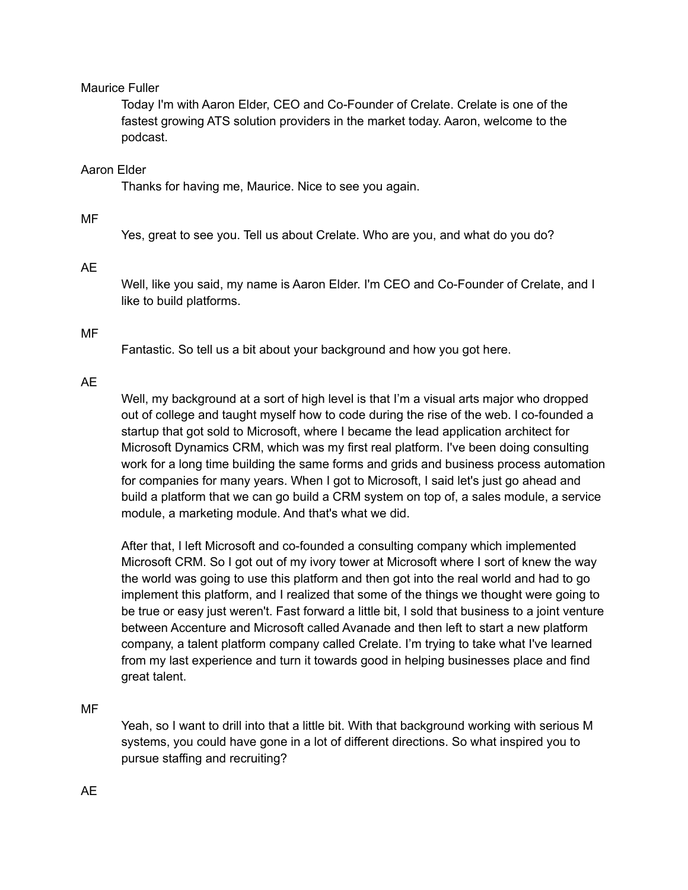Maurice Fuller

Today I'm with Aaron Elder, CEO and Co-Founder of Crelate. Crelate is one of the fastest growing ATS solution providers in the market today. Aaron, welcome to the podcast.

Aaron Elder

Thanks for having me, Maurice. Nice to see you again.

MF

Yes, great to see you. Tell us about Crelate. Who are you, and what do you do?

AE

Well, like you said, my name is Aaron Elder. I'm CEO and Co-Founder of Crelate, and I like to build platforms.

MF

Fantastic. So tell us a bit about your background and how you got here.

AE

Well, my background at a sort of high level is that I'm a visual arts major who dropped out of college and taught myself how to code during the rise of the web. I co-founded a startup that got sold to Microsoft, where I became the lead application architect for Microsoft Dynamics CRM, which was my first real platform. I've been doing consulting work for a long time building the same forms and grids and business process automation for companies for many years. When I got to Microsoft, I said let's just go ahead and build a platform that we can go build a CRM system on top of, a sales module, a service module, a marketing module. And that's what we did.

After that, I left Microsoft and co-founded a consulting company which implemented Microsoft CRM. So I got out of my ivory tower at Microsoft where I sort of knew the way the world was going to use this platform and then got into the real world and had to go implement this platform, and I realized that some of the things we thought were going to be true or easy just weren't. Fast forward a little bit, I sold that business to a joint venture between Accenture and Microsoft called Avanade and then left to start a new platform company, a talent platform company called Crelate. I'm trying to take what I've learned from my last experience and turn it towards good in helping businesses place and find great talent.

MF

Yeah, so I want to drill into that a little bit. With that background working with serious M systems, you could have gone in a lot of different directions. So what inspired you to pursue staffing and recruiting?

AE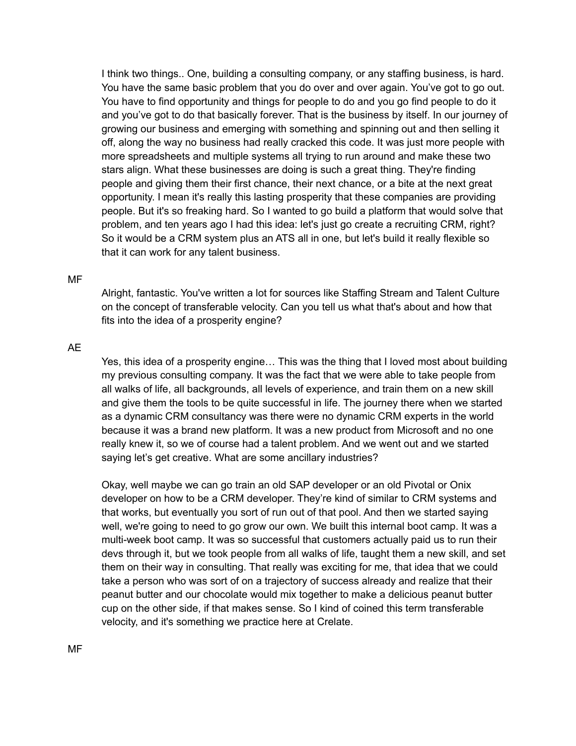I think two things.. One, building a consulting company, or any staffing business, is hard. You have the same basic problem that you do over and over again. You've got to go out. You have to find opportunity and things for people to do and you go find people to do it and you've got to do that basically forever. That is the business by itself. In our journey of growing our business and emerging with something and spinning out and then selling it off, along the way no business had really cracked this code. It was just more people with more spreadsheets and multiple systems all trying to run around and make these two stars align. What these businesses are doing is such a great thing. They're finding people and giving them their first chance, their next chance, or a bite at the next great opportunity. I mean it's really this lasting prosperity that these companies are providing people. But it's so freaking hard. So I wanted to go build a platform that would solve that problem, and ten years ago I had this idea: let's just go create a recruiting CRM, right? So it would be a CRM system plus an ATS all in one, but let's build it really flexible so that it can work for any talent business.

MF

Alright, fantastic. You've written a lot for sources like Staffing Stream and Talent Culture on the concept of transferable velocity. Can you tell us what that's about and how that fits into the idea of a prosperity engine?

AE

Yes, this idea of a prosperity engine… This was the thing that I loved most about building my previous consulting company. It was the fact that we were able to take people from all walks of life, all backgrounds, all levels of experience, and train them on a new skill and give them the tools to be quite successful in life. The journey there when we started as a dynamic CRM consultancy was there were no dynamic CRM experts in the world because it was a brand new platform. It was a new product from Microsoft and no one really knew it, so we of course had a talent problem. And we went out and we started saying let's get creative. What are some ancillary industries?

Okay, well maybe we can go train an old SAP developer or an old Pivotal or Onix developer on how to be a CRM developer. They're kind of similar to CRM systems and that works, but eventually you sort of run out of that pool. And then we started saying well, we're going to need to go grow our own. We built this internal boot camp. It was a multi-week boot camp. It was so successful that customers actually paid us to run their devs through it, but we took people from all walks of life, taught them a new skill, and set them on their way in consulting. That really was exciting for me, that idea that we could take a person who was sort of on a trajectory of success already and realize that their peanut butter and our chocolate would mix together to make a delicious peanut butter cup on the other side, if that makes sense. So I kind of coined this term transferable velocity, and it's something we practice here at Crelate.

MF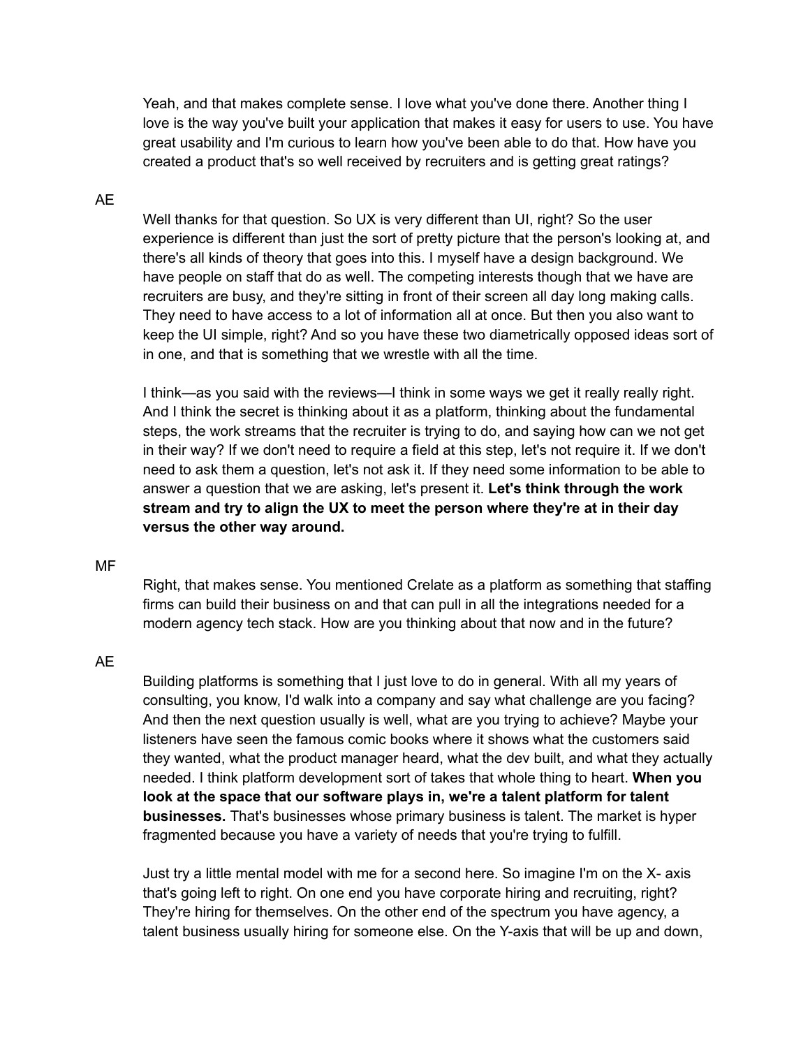Yeah, and that makes complete sense. I love what you've done there. Another thing I love is the way you've built your application that makes it easy for users to use. You have great usability and I'm curious to learn how you've been able to do that. How have you created a product that's so well received by recruiters and is getting great ratings?

AE

Well thanks for that question. So UX is very different than UI, right? So the user experience is different than just the sort of pretty picture that the person's looking at, and there's all kinds of theory that goes into this. I myself have a design background. We have people on staff that do as well. The competing interests though that we have are recruiters are busy, and they're sitting in front of their screen all day long making calls. They need to have access to a lot of information all at once. But then you also want to keep the UI simple, right? And so you have these two diametrically opposed ideas sort of in one, and that is something that we wrestle with all the time.

I think—as you said with the reviews—I think in some ways we get it really really right. And I think the secret is thinking about it as a platform, thinking about the fundamental steps, the work streams that the recruiter is trying to do, and saying how can we not get in their way? If we don't need to require a field at this step, let's not require it. If we don't need to ask them a question, let's not ask it. If they need some information to be able to answer a question that we are asking, let's present it. **Let's think through the work stream and try to align the UX to meet the person where they're at in their day versus the other way around.**

MF

Right, that makes sense. You mentioned Crelate as a platform as something that staffing firms can build their business on and that can pull in all the integrations needed for a modern agency tech stack. How are you thinking about that now and in the future?

AE

Building platforms is something that I just love to do in general. With all my years of consulting, you know, I'd walk into a company and say what challenge are you facing? And then the next question usually is well, what are you trying to achieve? Maybe your listeners have seen the famous comic books where it shows what the customers said they wanted, what the product manager heard, what the dev built, and what they actually needed. I think platform development sort of takes that whole thing to heart. **When you look at the space that our software plays in, we're a talent platform for talent businesses.** That's businesses whose primary business is talent. The market is hyper fragmented because you have a variety of needs that you're trying to fulfill.

Just try a little mental model with me for a second here. So imagine I'm on the X- axis that's going left to right. On one end you have corporate hiring and recruiting, right? They're hiring for themselves. On the other end of the spectrum you have agency, a talent business usually hiring for someone else. On the Y-axis that will be up and down,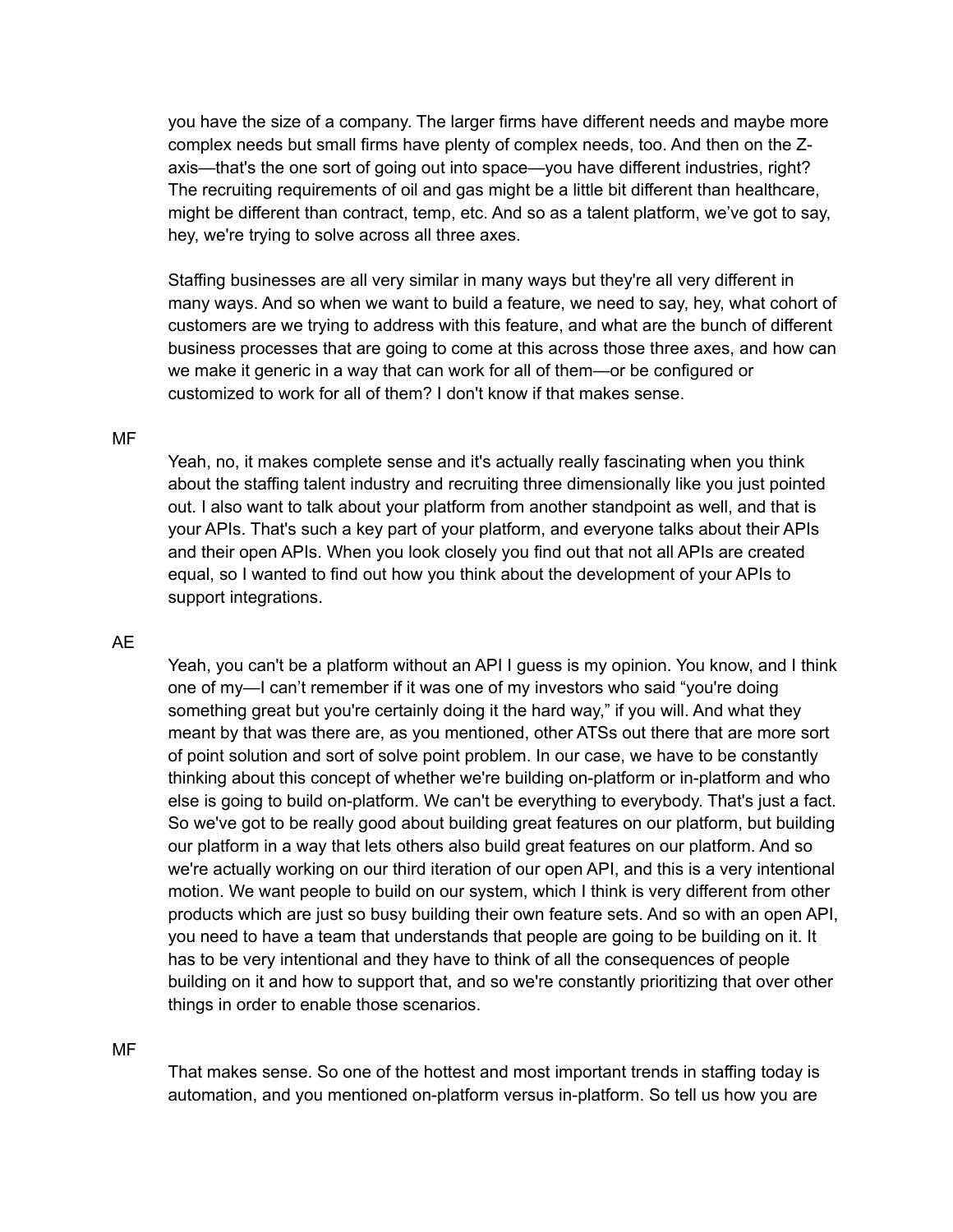you have the size of a company. The larger firms have different needs and maybe more complex needs but small firms have plenty of complex needs, too. And then on the Z-axis—that's the one sort of going out into space—you have different industries, right? The recruiting requirements of oil and gas might be a little bit different than healthcare, might be different than contract, temp, etc. And so as a talent platform, we've got to say, hey, we're trying to solve across all three axes.

Staffing businesses are all very similar in many ways but they're all very different in many ways. And so when we want to build a feature, we need to say, hey, what cohort of customers are we trying to address with this feature, and what are the bunch of different business processes that are going to come at this across those three axes, and how can we make it generic in a way that can work for all of them—or be configured or customized to work for all of them? I don't know if that makes sense.

MF

Yeah, no, it makes complete sense and it's actually really fascinating when you think about the staffing talent industry and recruiting three dimensionally like you just pointed out. I also want to talk about your platform from another standpoint as well, and that is your APIs. That's such a key part of your platform, and everyone talks about their APIs and their open APIs. When you look closely you find out that not all APIs are created equal, so I wanted to find out how you think about the development of your APIs to support integrations.

AE

Yeah, you can't be a platform without an API I guess is my opinion. You know, and I think one of my—I can't remember if it was one of my investors who said "you're doing something great but you're certainly doing it the hard way," if you will. And what they meant by that was there are, as you mentioned, other ATSs out there that are more sort of point solution and sort of solve point problem. In our case, we have to be constantly thinking about this concept of whether we're building on-platform or in-platform and who else is going to build on-platform. We can't be everything to everybody. That's just a fact. So we've got to be really good about building great features on our platform, but building our platform in a way that lets others also build great features on our platform. And so we're actually working on our third iteration of our open API, and this is a very intentional motion. We want people to build on our system, which I think is very different from other products which are just so busy building their own feature sets. And so with an open API, you need to have a team that understands that people are going to be building on it. It has to be very intentional and they have to think of all the consequences of people building on it and how to support that, and so we're constantly prioritizing that over other things in order to enable those scenarios.

MF

That makes sense. So one of the hottest and most important trends in staffing today is automation, and you mentioned on-platform versus in-platform. So tell us how you are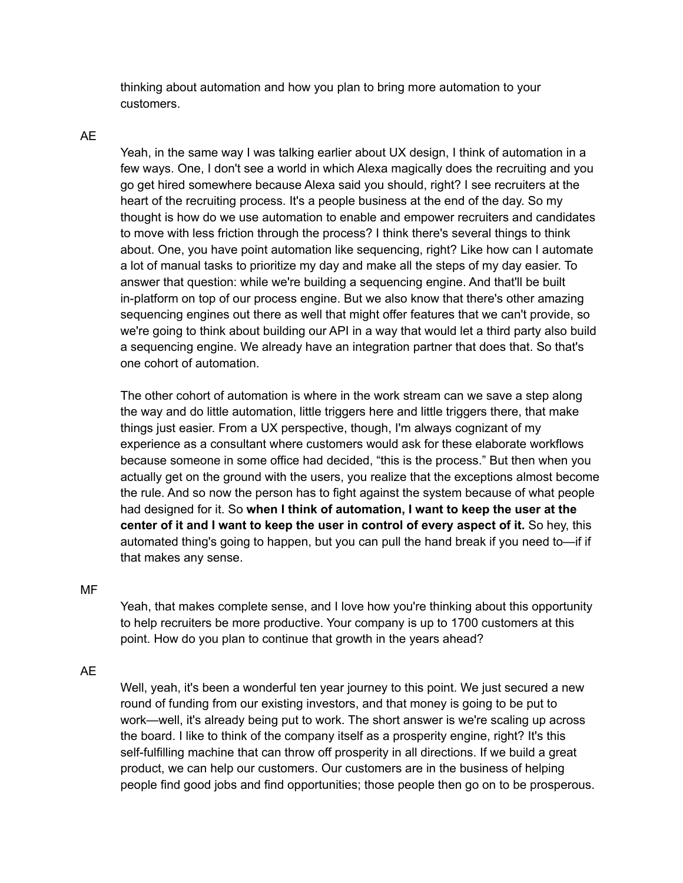thinking about automation and how you plan to bring more automation to your customers.

AE

Yeah, in the same way I was talking earlier about UX design, I think of automation in a few ways. One, I don't see a world in which Alexa magically does the recruiting and you go get hired somewhere because Alexa said you should, right? I see recruiters at the heart of the recruiting process. It's a people business at the end of the day. So my thought is how do we use automation to enable and empower recruiters and candidates to move with less friction through the process? I think there's several things to think about. One, you have point automation like sequencing, right? Like how can I automate a lot of manual tasks to prioritize my day and make all the steps of my day easier. To answer that question: while we're building a sequencing engine. And that'll be built in-platform on top of our process engine. But we also know that there's other amazing sequencing engines out there as well that might offer features that we can't provide, so we're going to think about building our API in a way that would let a third party also build a sequencing engine. We already have an integration partner that does that. So that's one cohort of automation.

The other cohort of automation is where in the work stream can we save a step along the way and do little automation, little triggers here and little triggers there, that make things just easier. From a UX perspective, though, I'm always cognizant of my experience as a consultant where customers would ask for these elaborate workflows because someone in some office had decided, “this is the process.” But then when you actually get on the ground with the users, you realize that the exceptions almost become the rule. And so now the person has to fight against the system because of what people had designed for it. So **when I think of automation, I want to keep the user at the center of it and I want to keep the user in control of every aspect of it.** So hey, this automated thing's going to happen, but you can pull the hand break if you need to—if if that makes any sense.

MF

Yeah, that makes complete sense, and I love how you're thinking about this opportunity to help recruiters be more productive. Your company is up to 1700 customers at this point. How do you plan to continue that growth in the years ahead?

AE

Well, yeah, it's been a wonderful ten year journey to this point. We just secured a new round of funding from our existing investors, and that money is going to be put to work—well, it's already being put to work. The short answer is we're scaling up across the board. I like to think of the company itself as a prosperity engine, right? It's this self-fulfilling machine that can throw off prosperity in all directions. If we build a great product, we can help our customers. Our customers are in the business of helping people find good jobs and find opportunities; those people then go on to be prosperous.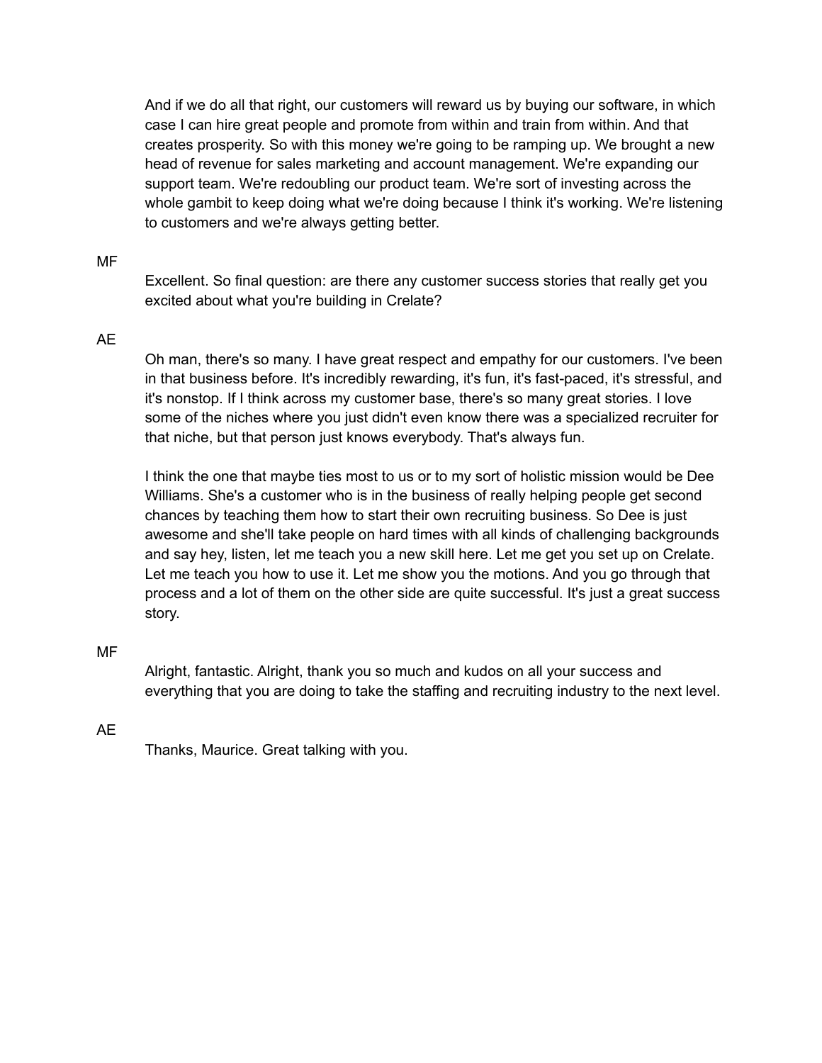And if we do all that right, our customers will reward us by buying our software, in which case I can hire great people and promote from within and train from within. And that creates prosperity. So with this money we're going to be ramping up. We brought a new head of revenue for sales marketing and account management. We're expanding our support team. We're redoubling our product team. We're sort of investing across the whole gambit to keep doing what we're doing because I think it's working. We're listening to customers and we're always getting better.

MF

Excellent. So final question: are there any customer success stories that really get you excited about what you're building in Crelate?

AE

Oh man, there's so many. I have great respect and empathy for our customers. I've been in that business before. It's incredibly rewarding, it's fun, it's fast-paced, it's stressful, and it's nonstop. If I think across my customer base, there's so many great stories. I love some of the niches where you just didn't even know there was a specialized recruiter for that niche, but that person just knows everybody. That's always fun.

I think the one that maybe ties most to us or to my sort of holistic mission would be Dee Williams. She's a customer who is in the business of really helping people get second chances by teaching them how to start their own recruiting business. So Dee is just awesome and she'll take people on hard times with all kinds of challenging backgrounds and say hey, listen, let me teach you a new skill here. Let me get you set up on Crelate. Let me teach you how to use it. Let me show you the motions. And you go through that process and a lot of them on the other side are quite successful. It's just a great success story.

MF

Alright, fantastic. Alright, thank you so much and kudos on all your success and everything that you are doing to take the staffing and recruiting industry to the next level.

AE

Thanks, Maurice. Great talking with you.